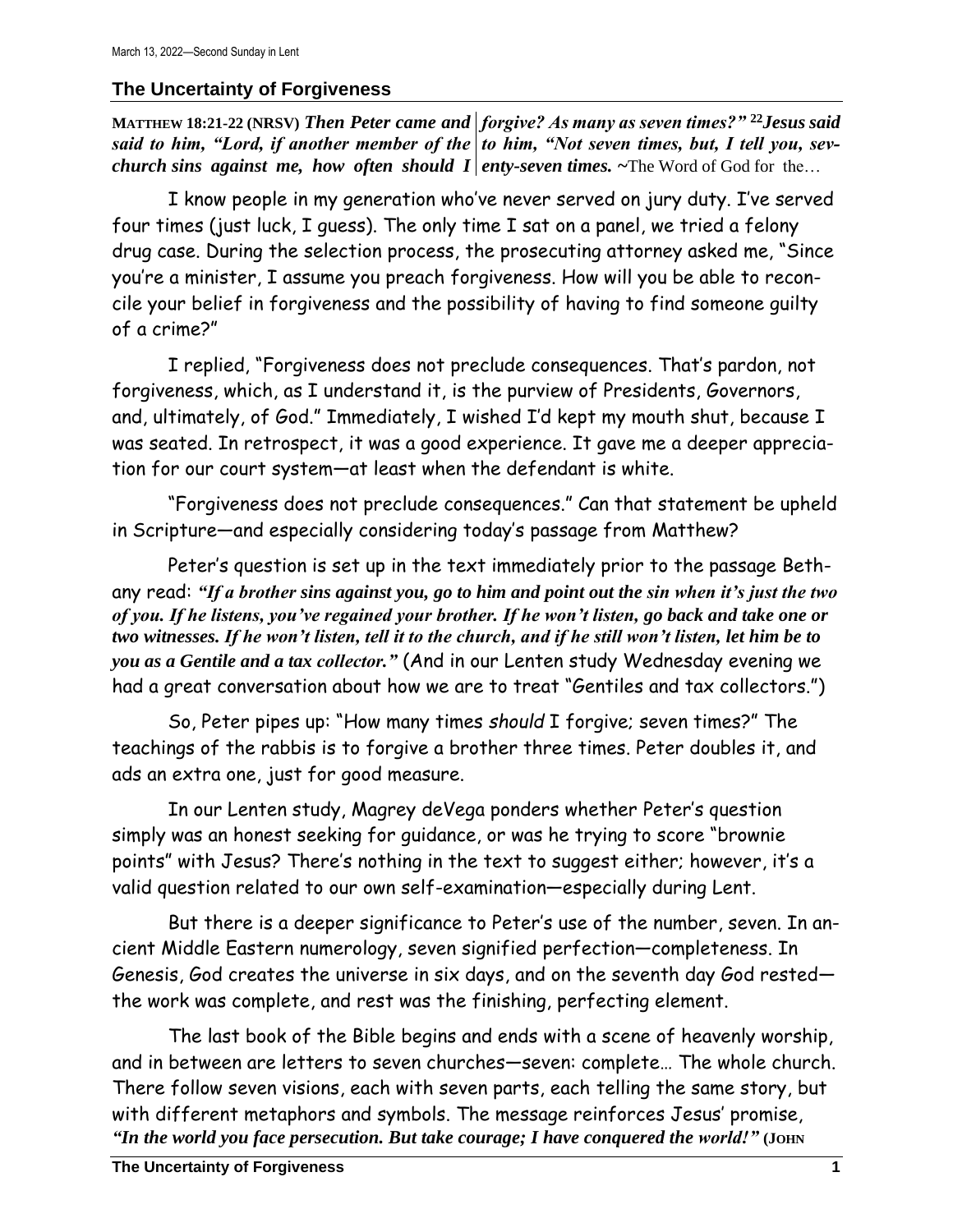March 13, 2022—Second Sunday in Lent

## The Uncertainty of Forgiveness

**MATTHEW 18:21-22 (NRSV)** ***Then Peter came and said to him, "Lord, if another member of the church sins against me, how often should I forgive? As many as seven times?"*** **22** ***Jesus said to him, "Not seven times, but, I tell you, seventy-seven times.*** ~The Word of God for the…

I know people in my generation who've never served on jury duty. I've served four times (just luck, I guess). The only time I sat on a panel, we tried a felony drug case. During the selection process, the prosecuting attorney asked me, "Since you're a minister, I assume you preach forgiveness. How will you be able to reconcile your belief in forgiveness and the possibility of having to find someone guilty of a crime?"

I replied, "Forgiveness does not preclude consequences. That's pardon, not forgiveness, which, as I understand it, is the purview of Presidents, Governors, and, ultimately, of God." Immediately, I wished I'd kept my mouth shut, because I was seated. In retrospect, it was a good experience. It gave me a deeper appreciation for our court system—at least when the defendant is white.

"Forgiveness does not preclude consequences." Can that statement be upheld in Scripture—and especially considering today's passage from Matthew?

Peter's question is set up in the text immediately prior to the passage Bethany read: ***"If a brother sins against you, go to him and point out the sin when it's just the two of you. If he listens, you've regained your brother. If he won't listen, go back and take one or two witnesses. If he won't listen, tell it to the church, and if he still won't listen, let him be to you as a Gentile and a tax collector."*** (And in our Lenten study Wednesday evening we had a great conversation about how we are to treat "Gentiles and tax collectors.")

So, Peter pipes up: "How many times *should* I forgive; seven times?" The teachings of the rabbis is to forgive a brother three times. Peter doubles it, and ads an extra one, just for good measure.

In our Lenten study, Magrey deVega ponders whether Peter's question simply was an honest seeking for guidance, or was he trying to score "brownie points" with Jesus? There's nothing in the text to suggest either; however, it's a valid question related to our own self-examination—especially during Lent.

But there is a deeper significance to Peter's use of the number, seven. In ancient Middle Eastern numerology, seven signified perfection—completeness. In Genesis, God creates the universe in six days, and on the seventh day God rested—the work was complete, and rest was the finishing, perfecting element.

The last book of the Bible begins and ends with a scene of heavenly worship, and in between are letters to seven churches—seven: complete… The whole church. There follow seven visions, each with seven parts, each telling the same story, but with different metaphors and symbols. The message reinforces Jesus' promise, ***"In the world you face persecution. But take courage; I have conquered the world!"*** **(JOHN**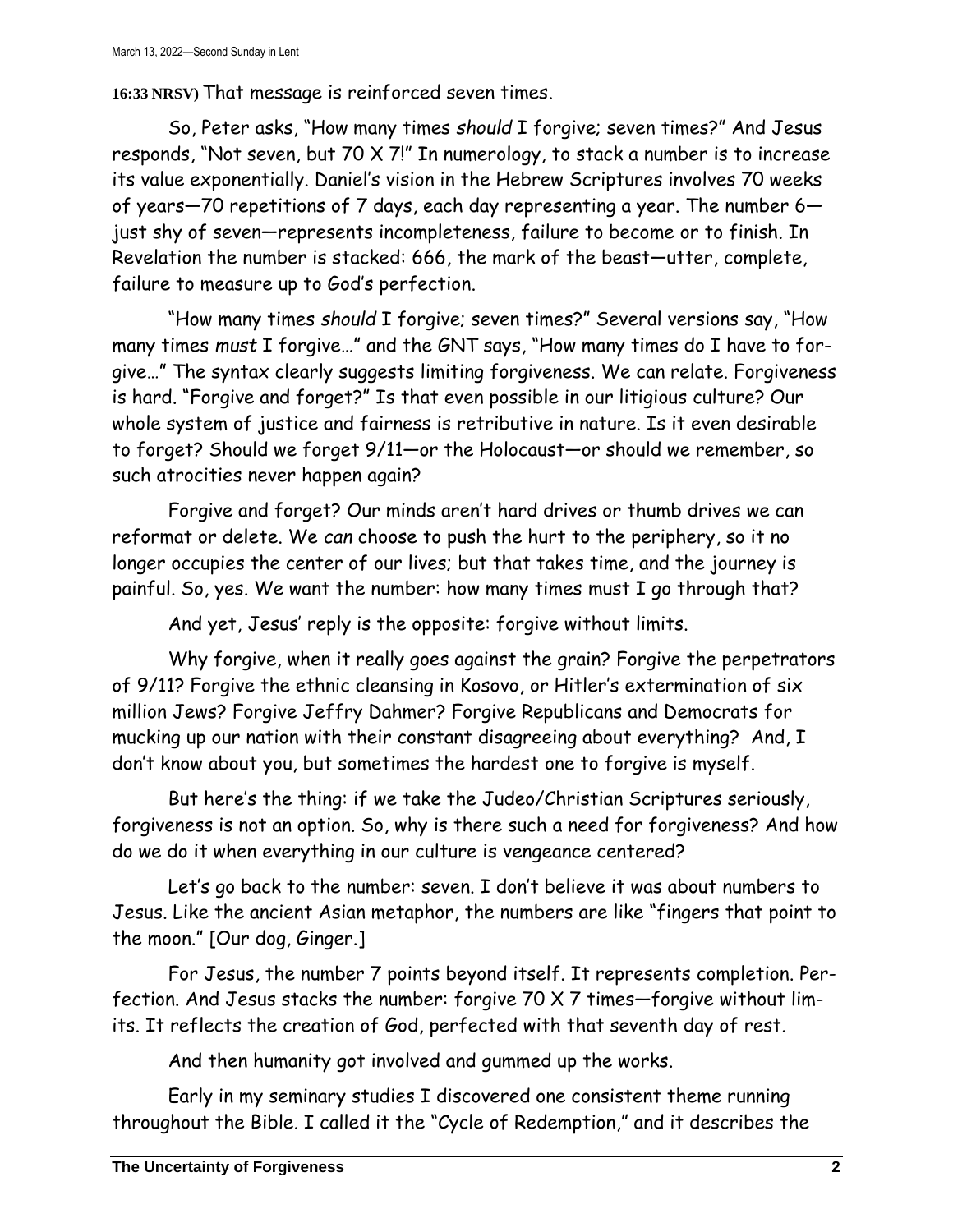**16:33 NRSV)** That message is reinforced seven times.

So, Peter asks, "How many times *should* I forgive; seven times?" And Jesus responds, "Not seven, but 70 X 7!" In numerology, to stack a number is to increase its value exponentially. Daniel's vision in the Hebrew Scriptures involves 70 weeks of years—70 repetitions of 7 days, each day representing a year. The number 6—just shy of seven—represents incompleteness, failure to become or to finish. In Revelation the number is stacked: 666, the mark of the beast—utter, complete, failure to measure up to God's perfection.

"How many times *should* I forgive; seven times?" Several versions say, "How many times *must* I forgive…" and the GNT says, "How many times do I have to forgive…" The syntax clearly suggests limiting forgiveness. We can relate. Forgiveness is hard. "Forgive and forget?" Is that even possible in our litigious culture? Our whole system of justice and fairness is retributive in nature. Is it even desirable to forget? Should we forget 9/11—or the Holocaust—or should we remember, so such atrocities never happen again?

Forgive and forget? Our minds aren't hard drives or thumb drives we can reformat or delete. We *can* choose to push the hurt to the periphery, so it no longer occupies the center of our lives; but that takes time, and the journey is painful. So, yes. We want the number: how many times must I go through that?

And yet, Jesus' reply is the opposite: forgive without limits.

Why forgive, when it really goes against the grain? Forgive the perpetrators of 9/11? Forgive the ethnic cleansing in Kosovo, or Hitler's extermination of six million Jews? Forgive Jeffry Dahmer? Forgive Republicans and Democrats for mucking up our nation with their constant disagreeing about everything? And, I don't know about you, but sometimes the hardest one to forgive is myself.

But here's the thing: if we take the Judeo/Christian Scriptures seriously, forgiveness is not an option. So, why is there such a need for forgiveness? And how do we do it when everything in our culture is vengeance centered?

Let's go back to the number: seven. I don't believe it was about numbers to Jesus. Like the ancient Asian metaphor, the numbers are like "fingers that point to the moon." [Our dog, Ginger.]

For Jesus, the number 7 points beyond itself. It represents completion. Perfection. And Jesus stacks the number: forgive 70 X 7 times—forgive without limits. It reflects the creation of God, perfected with that seventh day of rest.

And then humanity got involved and gummed up the works.

Early in my seminary studies I discovered one consistent theme running throughout the Bible. I called it the "Cycle of Redemption," and it describes the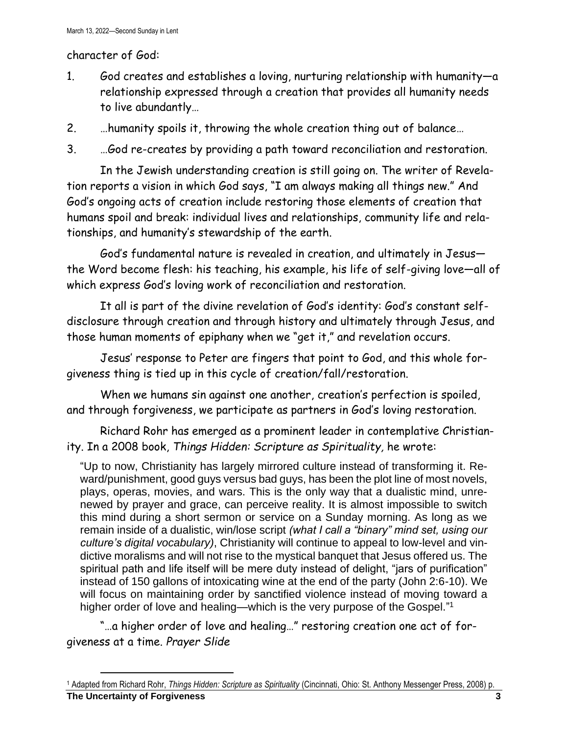character of God:

1. God creates and establishes a loving, nurturing relationship with humanity—a relationship expressed through a creation that provides all humanity needs to live abundantly…
2. …humanity spoils it, throwing the whole creation thing out of balance…
3. …God re-creates by providing a path toward reconciliation and restoration.

In the Jewish understanding creation is still going on. The writer of Revelation reports a vision in which God says, "I am always making all things new." And God's ongoing acts of creation include restoring those elements of creation that humans spoil and break: individual lives and relationships, community life and relationships, and humanity's stewardship of the earth.

God's fundamental nature is revealed in creation, and ultimately in Jesus—the Word become flesh: his teaching, his example, his life of self-giving love—all of which express God's loving work of reconciliation and restoration.

It all is part of the divine revelation of God's identity: God's constant self-disclosure through creation and through history and ultimately through Jesus, and those human moments of epiphany when we "get it," and revelation occurs.

Jesus' response to Peter are fingers that point to God, and this whole forgiveness thing is tied up in this cycle of creation/fall/restoration.

When we humans sin against one another, creation's perfection is spoiled, and through forgiveness, we participate as partners in God's loving restoration.

Richard Rohr has emerged as a prominent leader in contemplative Christianity. In a 2008 book, *Things Hidden: Scripture as Spirituality,* he wrote:

> "Up to now, Christianity has largely mirrored culture instead of transforming it. Reward/punishment, good guys versus bad guys, has been the plot line of most novels, plays, operas, movies, and wars. This is the only way that a dualistic mind, unrenewed by prayer and grace, can perceive reality. It is almost impossible to switch this mind during a short sermon or service on a Sunday morning. As long as we remain inside of a dualistic, win/lose script *(what I call a "binary" mind set, using our culture's digital vocabulary)*, Christianity will continue to appeal to low-level and vindictive moralisms and will not rise to the mystical banquet that Jesus offered us. The spiritual path and life itself will be mere duty instead of delight, "jars of purification" instead of 150 gallons of intoxicating wine at the end of the party (John 2:6-10). We will focus on maintaining order by sanctified violence instead of moving toward a higher order of love and healing—which is the very purpose of the Gospel."[1]

"…a higher order of love and healing…" restoring creation one act of forgiveness at a time. *Prayer Slide*

[1] Adapted from Richard Rohr, *Things Hidden: Scripture as Spirituality* (Cincinnati, Ohio: St. Anthony Messenger Press, 2008) p.